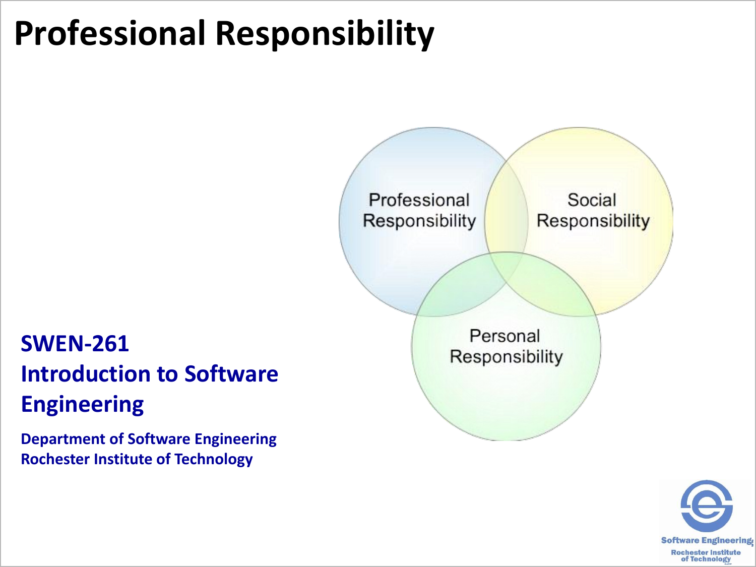# Professional Responsibility

Professional Responsibility

Social Responsibility

Personal Responsibility

**SWEN-261**
**Introduction to Software Engineering**

**Department of Software Engineering**
**Rochester Institute of Technology**

Software Engineering
Rochester Institute of Technology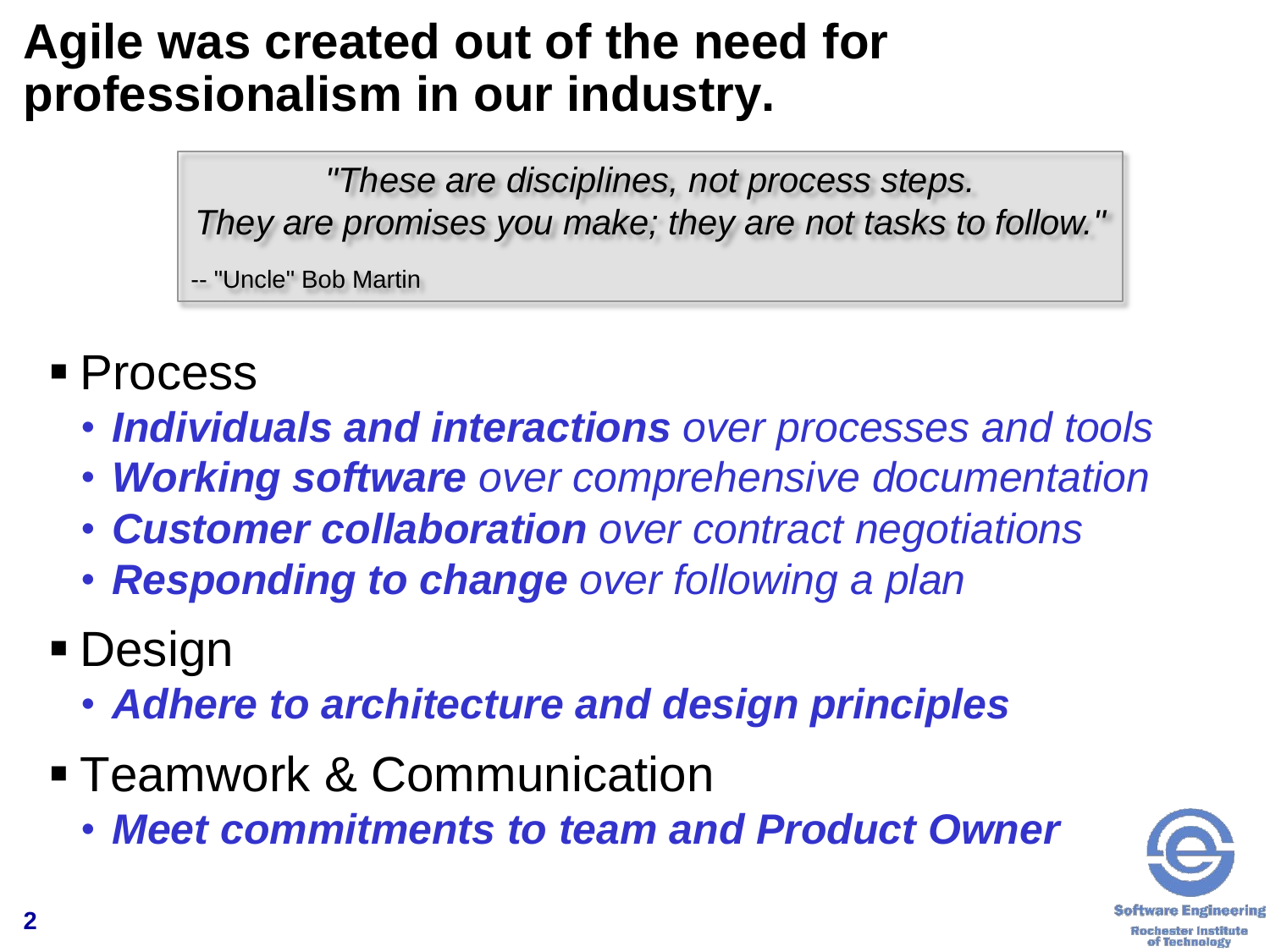# Agile was created out of the need for professionalism in our industry.

> *"These are disciplines, not process steps.*
> *They are promises you make; they are not tasks to follow."*
>
> -- "Uncle" Bob Martin

- Process
  - ***Individuals and interactions*** *over processes and tools*
  - ***Working software*** *over comprehensive documentation*
  - ***Customer collaboration*** *over contract negotiations*
  - ***Responding to change*** *over following a plan*
- Design
  - ***Adhere to architecture and design principles***
- Teamwork & Communication
  - ***Meet commitments to team and Product Owner***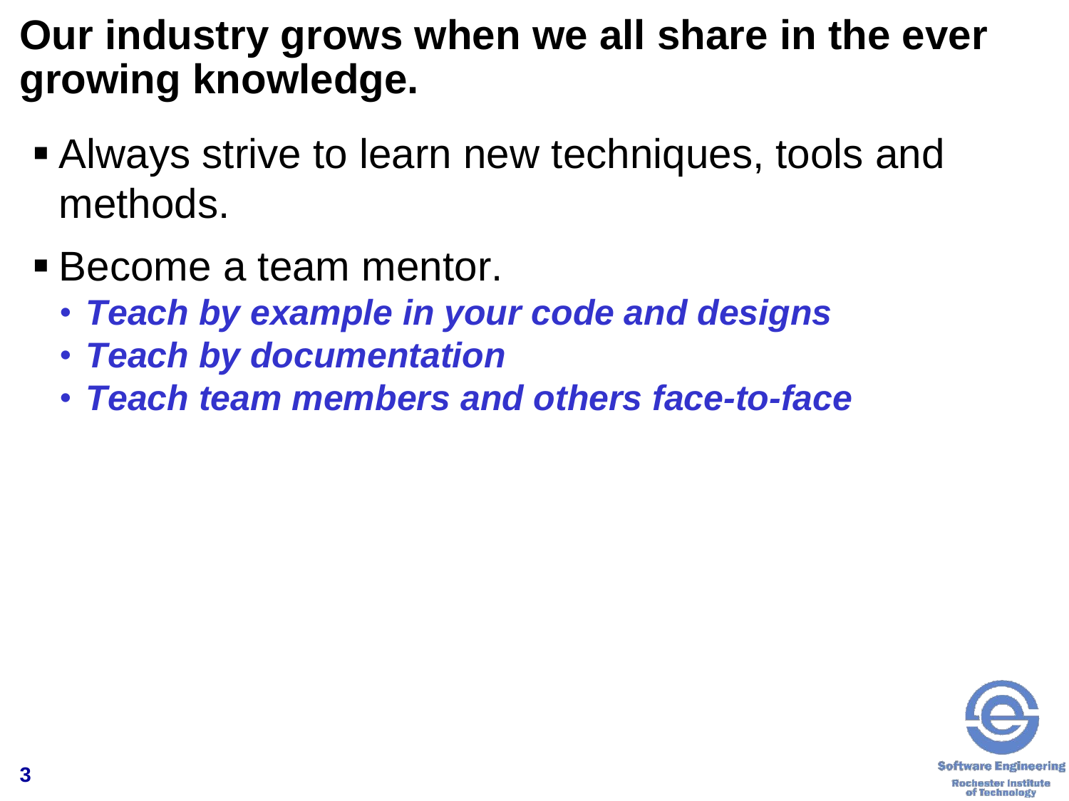# Our industry grows when we all share in the ever growing knowledge.

- Always strive to learn new techniques, tools and methods.
- Become a team mentor.
  - ***Teach by example in your code and designs***
  - ***Teach by documentation***
  - ***Teach team members and others face-to-face***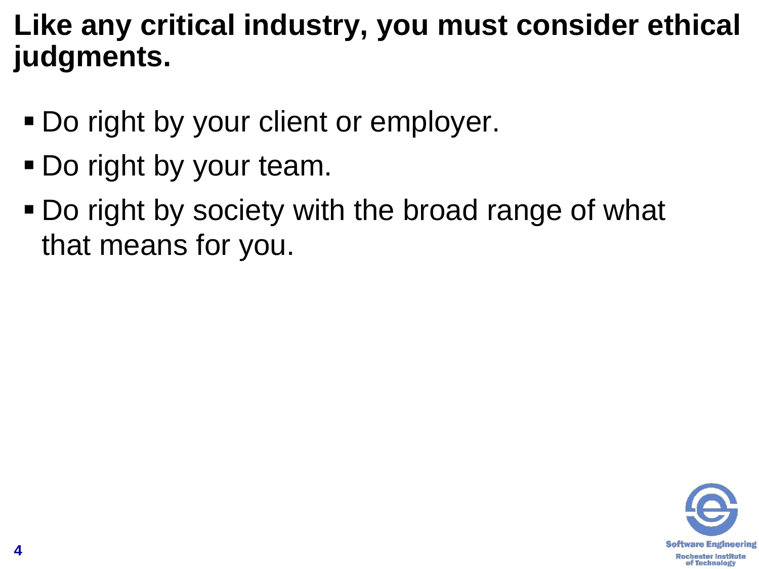# Like any critical industry, you must consider ethical judgments.

- Do right by your client or employer.
- Do right by your team.
- Do right by society with the broad range of what that means for you.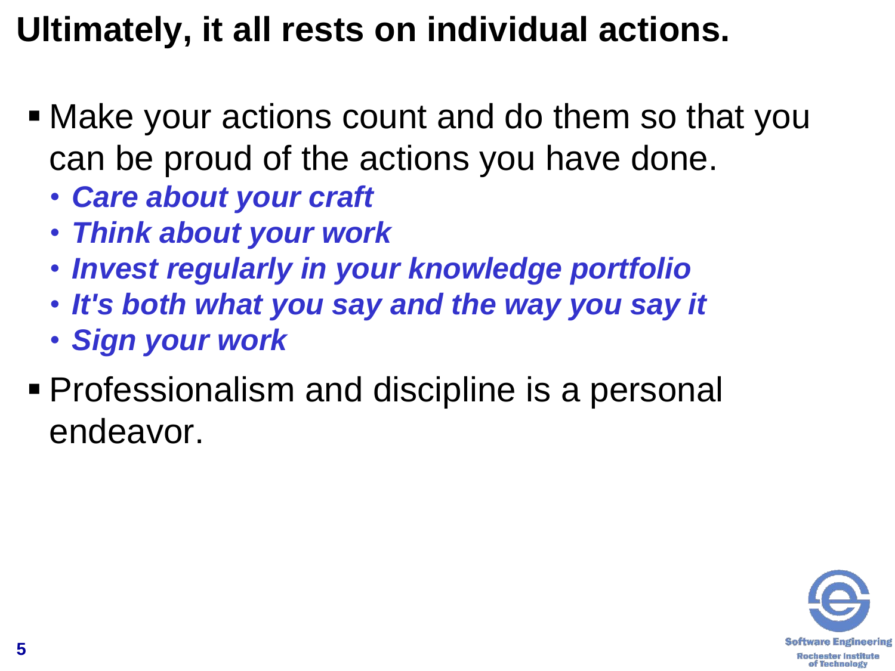# Ultimately, it all rests on individual actions.

- Make your actions count and do them so that you can be proud of the actions you have done.
  - ***Care about your craft***
  - ***Think about your work***
  - ***Invest regularly in your knowledge portfolio***
  - ***It's both what you say and the way you say it***
  - ***Sign your work***
- Professionalism and discipline is a personal endeavor.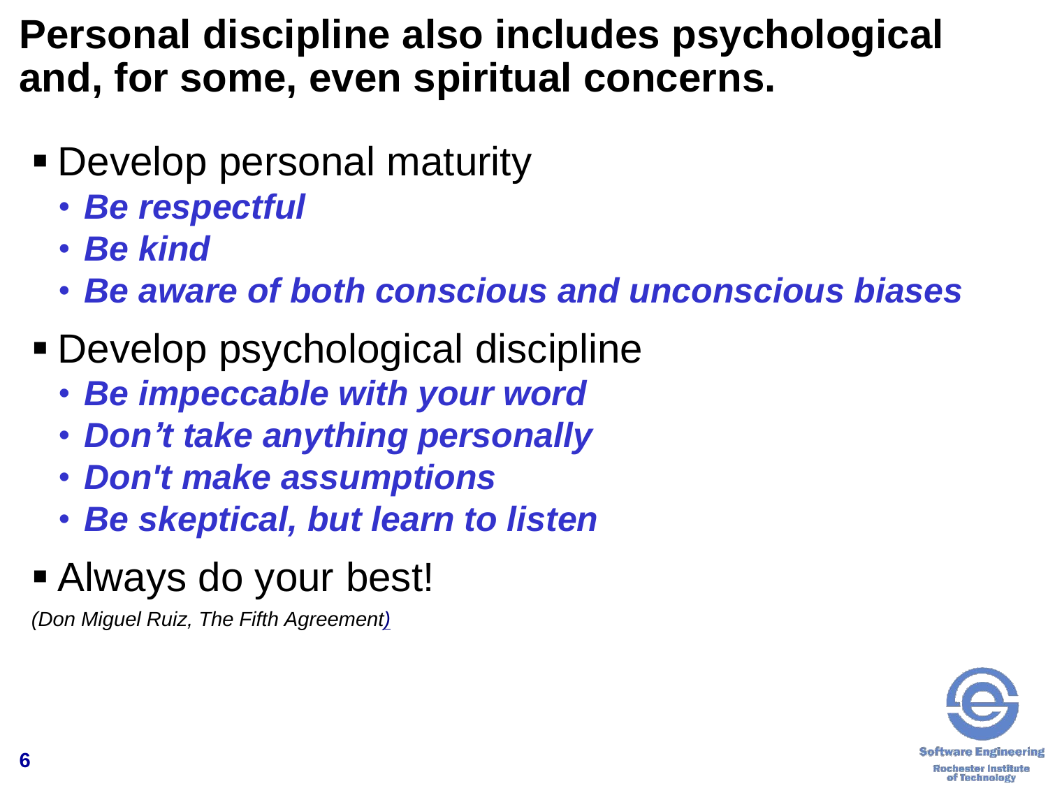# Personal discipline also includes psychological and, for some, even spiritual concerns.

- Develop personal maturity
  - ***Be respectful***
  - ***Be kind***
  - ***Be aware of both conscious and unconscious biases***
- Develop psychological discipline
  - ***Be impeccable with your word***
  - ***Don’t take anything personally***
  - ***Don't make assumptions***
  - ***Be skeptical, but learn to listen***
- Always do your best!

*(Don Miguel Ruiz, The Fifth Agreement)*

Software Engineering
Rochester Institute of Technology